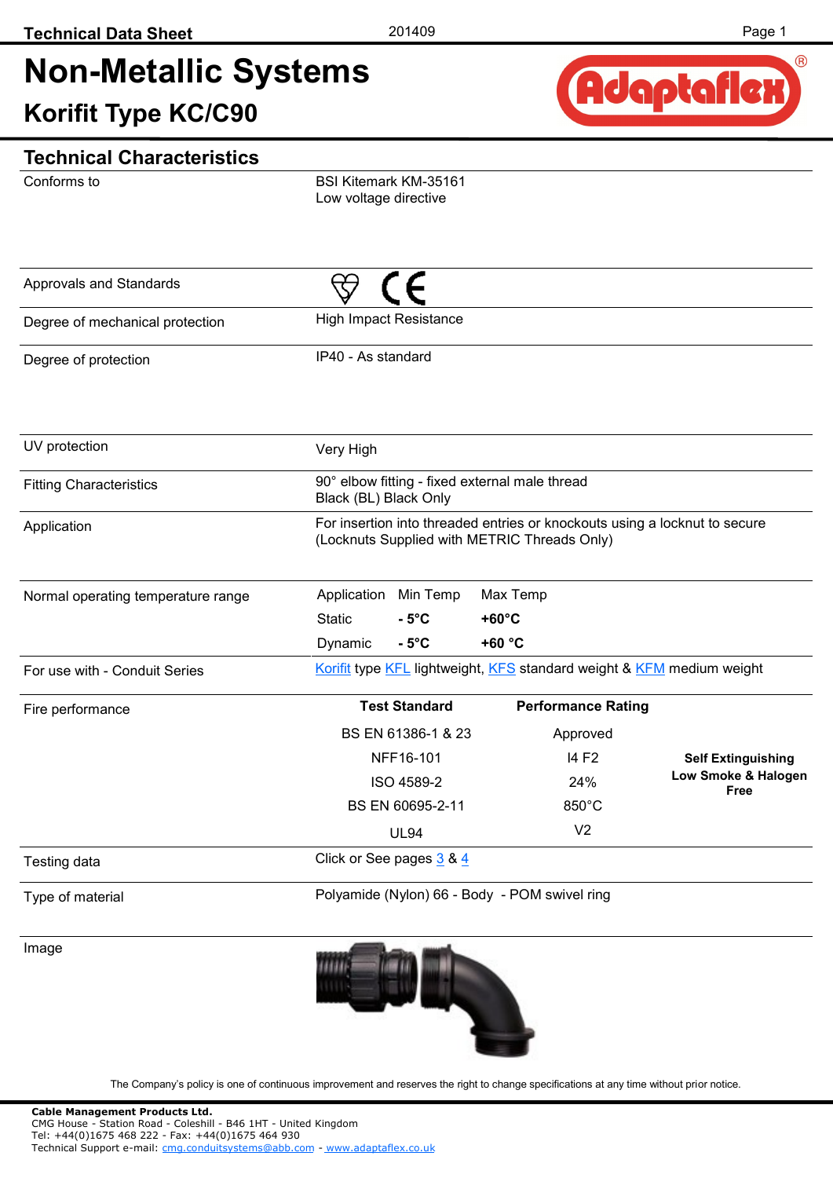# Non-Metallic Systems

## Korifit Type KC/C90

## Technical Characteristics

| | |
|---|---|
| Conforms to | BSI Kitemark KM-35161<br>Low voltage directive |
| Approvals and Standards | |
| Degree of mechanical protection | High Impact Resistance |
| Degree of protection | IP40 - As standard |
| UV protection | Very High |
| Fitting Characteristics | 90° elbow fitting - fixed external male thread<br>Black (BL) Black Only |
| Application | For insertion into threaded entries or knockouts using a locknut to secure (Locknuts Supplied with METRIC Threads Only) |
| Normal operating temperature range | See table below |
| For use with - Conduit Series | Korifit type KFL lightweight, KFS standard weight & KFM medium weight |
| Fire performance | See table below |
| Testing data | Click or See pages 3 & 4 |
| Type of material | Polyamide (Nylon) 66 - Body - POM swivel ring |
| Image | |

**Normal operating temperature range**

| Application | Min Temp | Max Temp |
|---|---|---|
| Static | **- 5°C** | **+60°C** |
| Dynamic | **- 5°C** | **+60 °C** |

**Fire performance**

| Test Standard | Performance Rating |
|---|---|
| BS EN 61386-1 & 23 | Approved |
| NFF16-101 | I4 F2 |
| ISO 4589-2 | 24% |
| BS EN 60695-2-11 | 850°C |
| UL94 | V2 |

**Self Extinguishing**
**Low Smoke & Halogen Free**

The Company's policy is one of continuous improvement and reserves the right to change specifications at any time without prior notice.

**Cable Management Products Ltd.**
CMG House - Station Road - Coleshill - B46 1HT - United Kingdom
Tel: +44(0)1675 468 222 - Fax: +44(0)1675 464 930
Technical Support e-mail: cmg.conduitsystems@abb.com - www.adaptaflex.co.uk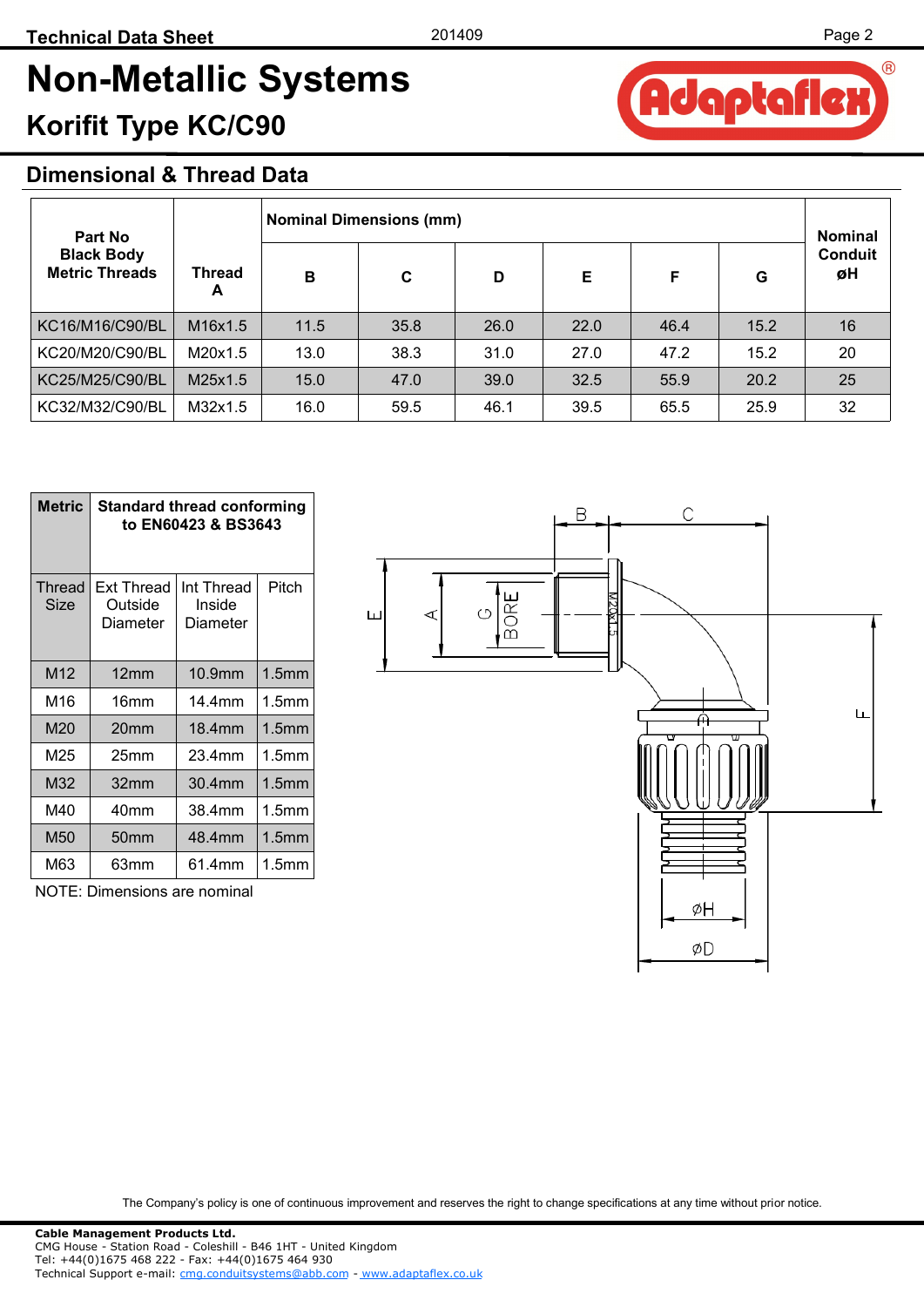# Non-Metallic Systems

## Korifit Type KC/C90

### Dimensional & Thread Data

| Part No Black Body Metric Threads | Thread A | Nominal Dimensions (mm) | | | | | | Nominal Conduit øH |
|---|---|---|---|---|---|---|---|---|
| | | B | C | D | E | F | G | |
| KC16/M16/C90/BL | M16x1.5 | 11.5 | 35.8 | 26.0 | 22.0 | 46.4 | 15.2 | 16 |
| KC20/M20/C90/BL | M20x1.5 | 13.0 | 38.3 | 31.0 | 27.0 | 47.2 | 15.2 | 20 |
| KC25/M25/C90/BL | M25x1.5 | 15.0 | 47.0 | 39.0 | 32.5 | 55.9 | 20.2 | 25 |
| KC32/M32/C90/BL | M32x1.5 | 16.0 | 59.5 | 46.1 | 39.5 | 65.5 | 25.9 | 32 |

| Metric | Standard thread conforming to EN60423 & BS3643 | | |
|---|---|---|---|
| Thread Size | Ext Thread Outside Diameter | Int Thread Inside Diameter | Pitch |
| M12 | 12mm | 10.9mm | 1.5mm |
| M16 | 16mm | 14.4mm | 1.5mm |
| M20 | 20mm | 18.4mm | 1.5mm |
| M25 | 25mm | 23.4mm | 1.5mm |
| M32 | 32mm | 30.4mm | 1.5mm |
| M40 | 40mm | 38.4mm | 1.5mm |
| M50 | 50mm | 48.4mm | 1.5mm |
| M63 | 63mm | 61.4mm | 1.5mm |

NOTE: Dimensions are nominal

The Company's policy is one of continuous improvement and reserves the right to change specifications at any time without prior notice.

**Cable Management Products Ltd.**
CMG House - Station Road - Coleshill - B46 1HT - United Kingdom
Tel: +44(0)1675 468 222 - Fax: +44(0)1675 464 930
Technical Support e-mail: cmg.conduitsystems@abb.com - www.adaptaflex.co.uk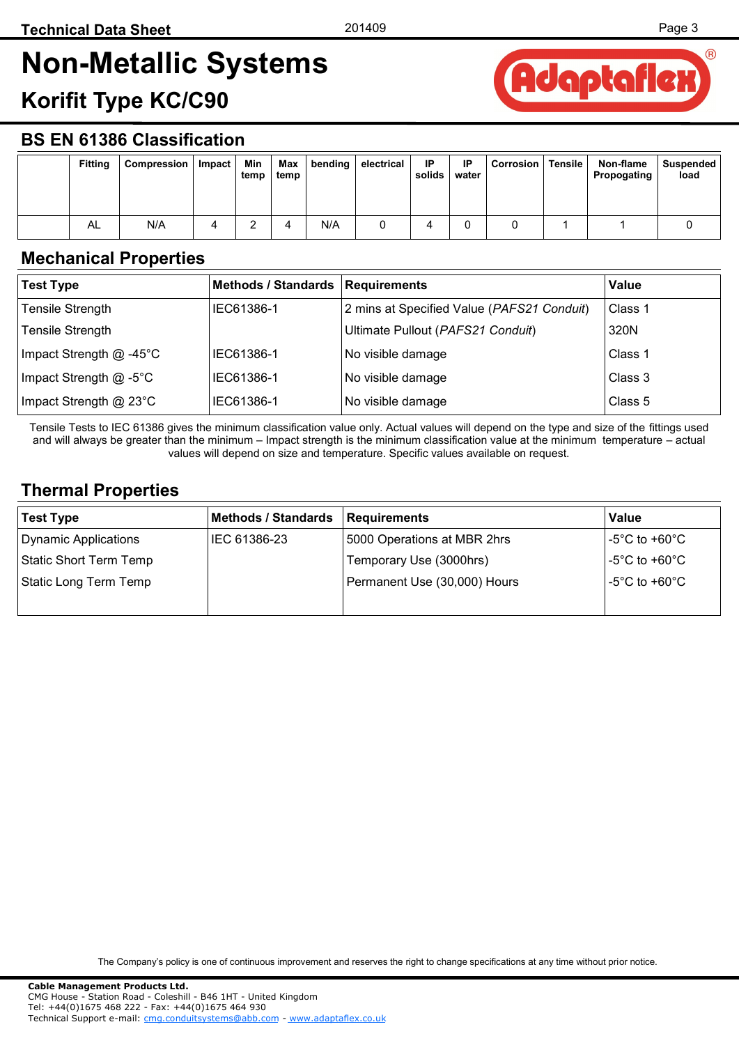# Non-Metallic Systems

## Korifit Type KC/C90

## BS EN 61386 Classification

| | Fitting | Compression | Impact | Min temp | Max temp | bending | electrical | IP solids | IP water | Corrosion | Tensile | Non-flame Propogating | Suspended load |
|---|---|---|---|---|---|---|---|---|---|---|---|---|---|
| | AL | N/A | 4 | 2 | 4 | N/A | 0 | 4 | 0 | 0 | 1 | 1 | 0 |

## Mechanical Properties

| Test Type | Methods / Standards | Requirements | Value |
|---|---|---|---|
| Tensile Strength | IEC61386-1 | 2 mins at Specified Value (*PAFS21 Conduit*) | Class 1 |
| Tensile Strength | | Ultimate Pullout (*PAFS21 Conduit*) | 320N |
| Impact Strength @ -45°C | IEC61386-1 | No visible damage | Class 1 |
| Impact Strength @ -5°C | IEC61386-1 | No visible damage | Class 3 |
| Impact Strength @ 23°C | IEC61386-1 | No visible damage | Class 5 |

Tensile Tests to IEC 61386 gives the minimum classification value only. Actual values will depend on the type and size of the fittings used and will always be greater than the minimum – Impact strength is the minimum classification value at the minimum temperature – actual values will depend on size and temperature. Specific values available on request.

## Thermal Properties

| Test Type | Methods / Standards | Requirements | Value |
|---|---|---|---|
| Dynamic Applications | IEC 61386-23 | 5000 Operations at MBR 2hrs | -5°C to +60°C |
| Static Short Term Temp | | Temporary Use (3000hrs) | -5°C to +60°C |
| Static Long Term Temp | | Permanent Use (30,000) Hours | -5°C to +60°C |

The Company's policy is one of continuous improvement and reserves the right to change specifications at any time without prior notice.

**Cable Management Products Ltd.**
CMG House - Station Road - Coleshill - B46 1HT - United Kingdom
Tel: +44(0)1675 468 222 - Fax: +44(0)1675 464 930
Technical Support e-mail: cmg.conduitsystems@abb.com - www.adaptaflex.co.uk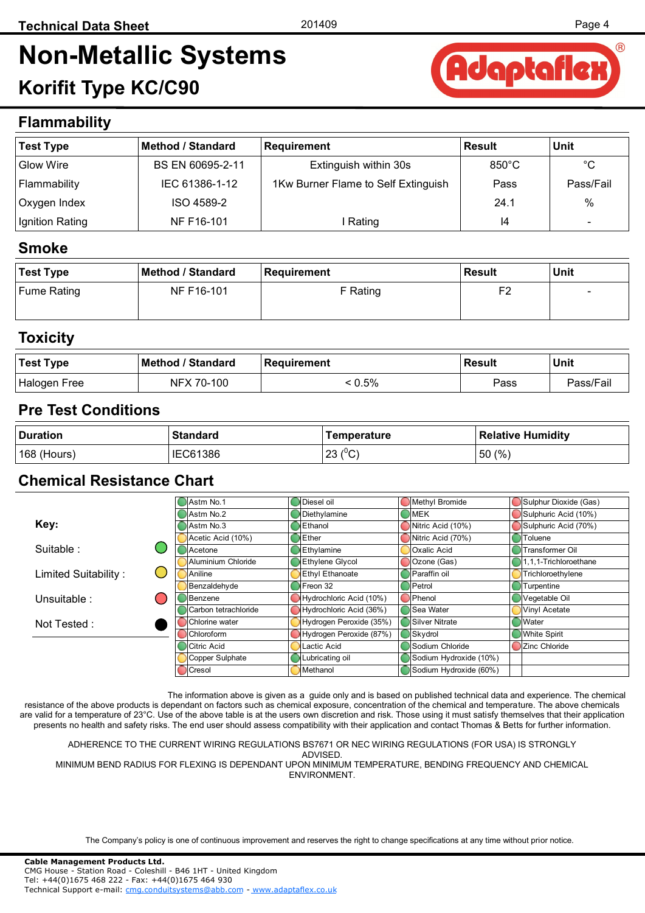# Non-Metallic Systems

## Korifit Type KC/C90

## Flammability

| Test Type | Method / Standard | Requirement | Result | Unit |
|---|---|---|---|---|
| Glow Wire | BS EN 60695-2-11 | Extinguish within 30s | 850°C | °C |
| Flammability | IEC 61386-1-12 | 1Kw Burner Flame to Self Extinguish | Pass | Pass/Fail |
| Oxygen Index | ISO 4589-2 | | 24.1 | % |
| Ignition Rating | NF F16-101 | I Rating | I4 | - |

## Smoke

| Test Type | Method / Standard | Requirement | Result | Unit |
|---|---|---|---|---|
| Fume Rating | NF F16-101 | F Rating | F2 | - |

## Toxicity

| Test Type | Method / Standard | Requirement | Result | Unit |
|---|---|---|---|---|
| Halogen Free | NFX 70-100 | < 0.5% | Pass | Pass/Fail |

## Pre Test Conditions

| Duration | Standard | Temperature | Relative Humidity |
|---|---|---|---|
| 168 (Hours) | IEC61386 | 23 ($^{0}$C) | 50 (%) |

## Chemical Resistance Chart

**Key:**

- Suitable : (green)
- Limited Suitability : (yellow)
- Unsuitable : (red)
- Not Tested : (black)

| Chemical | Rating | Chemical | Rating | Chemical | Rating | Chemical | Rating |
|---|---|---|---|---|---|---|---|
| Astm No.1 | Suitable | Diesel oil | Suitable | Methyl Bromide | Unsuitable | Sulphur Dioxide (Gas) | Unsuitable |
| Astm No.2 | Suitable | Diethylamine | Suitable | MEK | Suitable | Sulphuric Acid (10%) | Unsuitable |
| Astm No.3 | Suitable | Ethanol | Suitable | Nitric Acid (10%) | Unsuitable | Sulphuric Acid (70%) | Unsuitable |
| Acetic Acid (10%) | Limited Suitability | Ether | Suitable | Nitric Acid (70%) | Unsuitable | Toluene | Suitable |
| Acetone | Suitable | Ethylamine | Suitable | Oxalic Acid | Suitable | Transformer Oil | Suitable |
| Aluminium Chloride | Limited Suitability | Ethylene Glycol | Suitable | Ozone (Gas) | Unsuitable | 1,1,1-Trichloroethane | Suitable |
| Aniline | Limited Suitability | Ethyl Ethanoate | Limited Suitability | Paraffin oil | Suitable | Trichloroethylene | Limited Suitability |
| Benzaldehyde | Limited Suitability | Freon 32 | Suitable | Petrol | Suitable | Turpentine | Suitable |
| Benzene | Suitable | Hydrochloric Acid (10%) | Unsuitable | Phenol | Unsuitable | Vegetable Oil | Suitable |
| Carbon tetrachloride | Suitable | Hydrochloric Acid (36%) | Unsuitable | Sea Water | Unsuitable | Vinyl Acetate | Limited Suitability |
| Chlorine water | Unsuitable | Hydrogen Peroxide (35%) | Limited Suitability | Silver Nitrate | Suitable | Water | Suitable |
| Chloroform | Unsuitable | Hydrogen Peroxide (87%) | Unsuitable | Skydrol | Suitable | White Spirit | Suitable |
| Citric Acid | Suitable | Lactic Acid | Limited Suitability | Sodium Chloride | Suitable | Zinc Chloride | Unsuitable |
| Copper Sulphate | Limited Suitability | Lubricating oil | Suitable | Sodium Hydroxide (10%) | Suitable | | |
| Cresol | Unsuitable | Methanol | Limited Suitability | Sodium Hydroxide (60%) | Suitable | | |

The information above is given as a guide only and is based on published technical data and experience. The chemical resistance of the above products is dependant on factors such as chemical exposure, concentration of the chemical and temperature. The above chemicals are valid for a temperature of 23°C. Use of the above table is at the users own discretion and risk. Those using it must satisfy themselves that their application presents no health and safety risks. The end user should assess compatibility with their application and contact Thomas & Betts for further information.

ADHERENCE TO THE CURRENT WIRING REGULATIONS BS7671 OR NEC WIRING REGULATIONS (FOR USA) IS STRONGLY ADVISED.

MINIMUM BEND RADIUS FOR FLEXING IS DEPENDANT UPON MINIMUM TEMPERATURE, BENDING FREQUENCY AND CHEMICAL ENVIRONMENT.

The Company's policy is one of continuous improvement and reserves the right to change specifications at any time without prior notice.